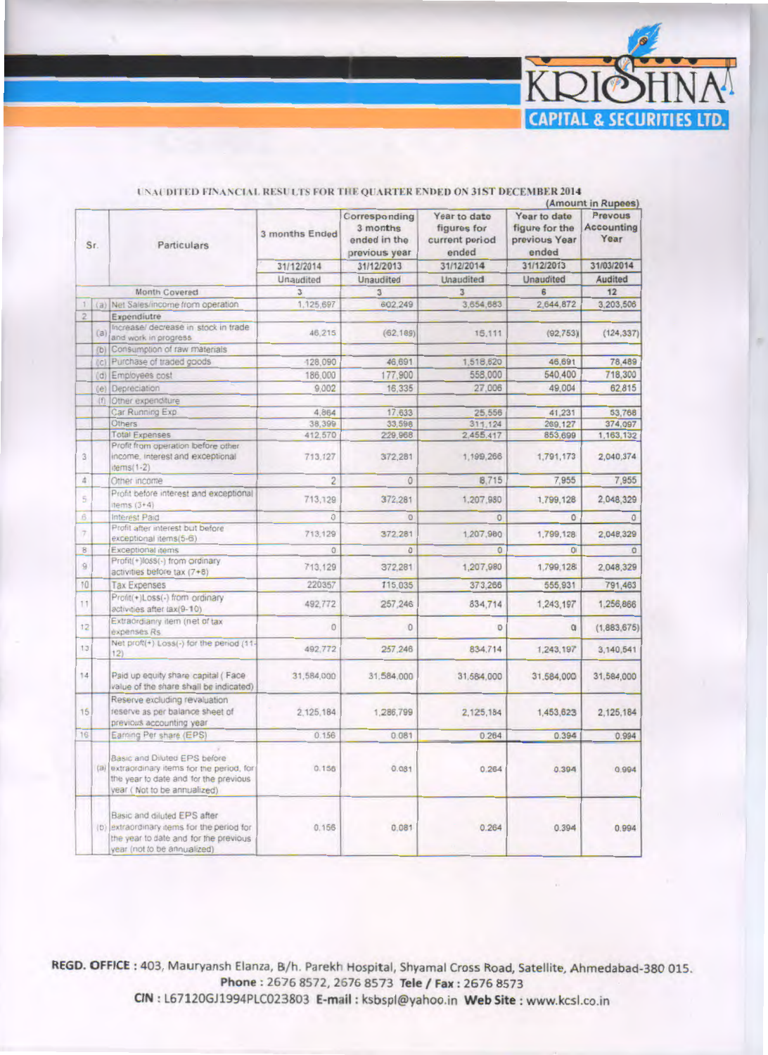KRISHNA CAPITAL & SECURITIES LTD.

## UNAUDITED FINANCIAL RESULTS FOR THE QUARTER ENDED ON 31ST DECEMBER 2014

(Amount in Rupees)

| Sr. | | Particulars | 3 months Ended | Corresponding 3 months ended in the previous year | Year to date figures for current period ended | Year to date figure for the previous Year ended | Prevous Accounting Year |
|---|---|---|---|---|---|---|---|
| | | | 31/12/2014 | 31/12/2013 | 31/12/2014 | 31/12/2013 | 31/03/2014 |
| | | | Unaudited | Unaudited | Unaudited | Unaudited | Audited |
| | | Month Covered | 3 | 3 | 3 | 6 | 12 |
| 1 | (a) | Net Sales/income from operation | 1,125,697 | 602,249 | 3,654,683 | 2,644,872 | 3,203,506 |
| 2 | | Expendiutre | | | | | |
| | (a) | Increase/ decrease in stock in trade and work in progress | 46,215 | (62,189) | 15,111 | (92,753) | (124,337) |
| | (b) | Consumption of raw materials | | | | | |
| | (c) | Purchase of traded goods | 128,090 | 46,691 | 1,518,620 | 46,691 | 78,489 |
| | (d) | Employees cost | 186,000 | 177,900 | 558,000 | 540,400 | 718,300 |
| | (e) | Depreciation | 9,002 | 16,335 | 27,006 | 49,004 | 62,815 |
| | (f) | Other expenditure | | | | | |
| | | Car Running Exp | 4,864 | 17,633 | 25,556 | 41,231 | 53,768 |
| | | Others | 38,399 | 33,598 | 311,124 | 269,127 | 374,097 |
| | | Total Expenses | 412,570 | 229,968 | 2,455,417 | 853,699 | 1,163,132 |
| 3 | | Profit from operation before other income, interest and exceptional items(1-2) | 713,127 | 372,281 | 1,199,266 | 1,791,173 | 2,040,374 |
| 4 | | Other income | 2 | 0 | 8,715 | 7,955 | 7,955 |
| 5 | | Profit before interest and exceptional items (3+4) | 713,129 | 372,281 | 1,207,980 | 1,799,128 | 2,048,329 |
| 6 | | Interest Paid | 0 | 0 | 0 | 0 | 0 |
| 7 | | Profit after interest but before exceptional items(5-6) | 713,129 | 372,281 | 1,207,980 | 1,799,128 | 2,048,329 |
| 8 | | Exceptional items | 0 | 0 | 0 | 0 | 0 |
| 9 | | Profit(+)loss(-) from ordinary activities before tax (7+8) | 713,129 | 372,281 | 1,207,980 | 1,799,128 | 2,048,329 |
| 10 | | Tax Expenses | 220357 | 115,035 | 373,266 | 555,931 | 791,463 |
| 11 | | Profit(+)Loss(-) from ordinary activities after tax(9-10) | 492,772 | 257,246 | 834,714 | 1,243,197 | 1,256,866 |
| 12 | | Extraordianry item (net of tax expenses Rs | 0 | 0 | 0 | 0 | (1,883,675) |
| 13 | | Net profit(+) Loss(-) for the period (11-12) | 492,772 | 257,246 | 834,714 | 1,243,197 | 3,140,541 |
| 14 | | Paid up equity share capital ( Face value of the share shall be indicated) | 31,584,000 | 31,584,000 | 31,584,000 | 31,584,000 | 31,584,000 |
| 15 | | Reserve excluding revaluation reserve as per balance sheet of previous accounting year | 2,125,184 | 1,286,799 | 2,125,184 | 1,453,623 | 2,125,184 |
| 16 | | Earning Per share (EPS) | 0.156 | 0.081 | 0.264 | 0.394 | 0.994 |
| | (a) | Basic and Diluted EPS before extraordinary items for the period, for the year to date and for the previous year ( Not to be annualized) | 0.156 | 0.081 | 0.264 | 0.394 | 0.994 |
| | (b) | Basic and diluted EPS after extraordinary items for the period for the year to date and for the previous year (not to be annualized) | 0.156 | 0.081 | 0.264 | 0.394 | 0.994 |

**REGD. OFFICE :** 403, Mauryansh Elanza, B/h. Parekh Hospital, Shyamal Cross Road, Satellite, Ahmedabad-380 015.
**Phone :** 2676 8572, 2676 8573 **Tele / Fax :** 2676 8573
**CIN :** L67120GJ1994PLC023803 **E-mail :** ksbspl@yahoo.in **Web Site :** www.kcsl.co.in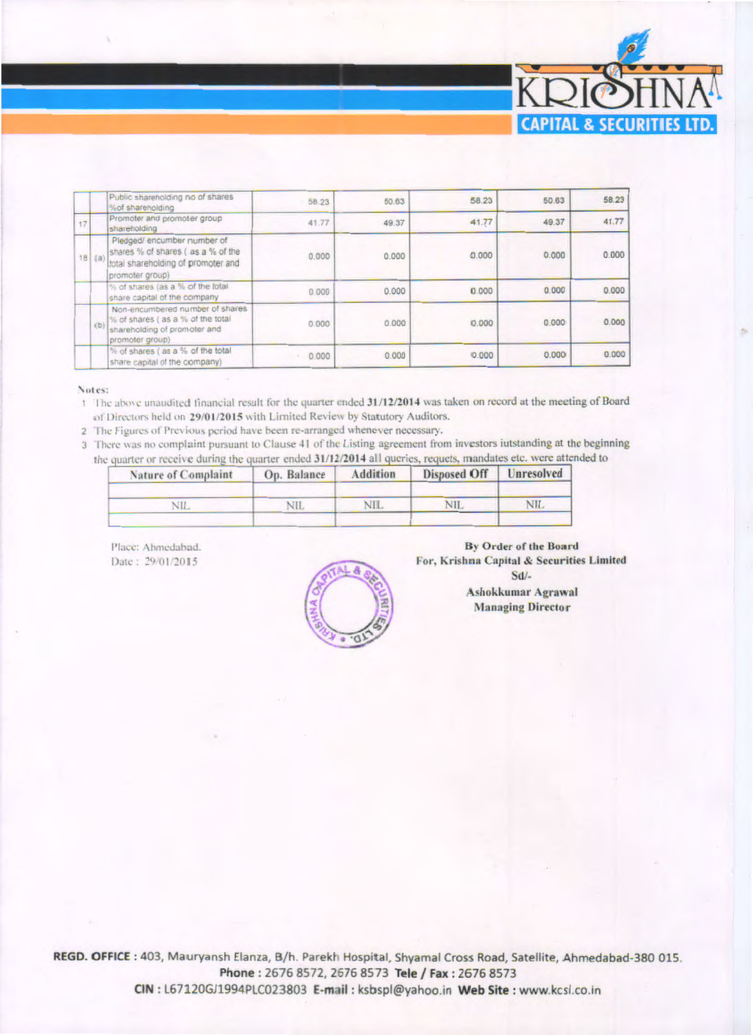| | | | | | | | |
|---|---|---|---|---|---|---|---|
| | | Public shareholding no of shares %of shareholding | 58.23 | 50.63 | 58.23 | 50.63 | 58.23 |
| 17 | | Promoter and promoter group shareholding | 41.77 | 49.37 | 41.77 | 49.37 | 41.77 |
| 18 | (a) | Pledged/ encumber number of shares % of shares ( as a % of the total shareholding of promoter and promoter group) | 0.000 | 0.000 | 0.000 | 0.000 | 0.000 |
| | | % of shares (as a % of the total share capital of the company | 0.000 | 0.000 | 0.000 | 0.000 | 0.000 |
| | (b) | Non-encumbered number of shares % of shares ( as a % of the total shareholding of promoter and promoter group) | 0.000 | 0.000 | 0.000 | 0.000 | 0.000 |
| | | % of shares ( as a % of the total share capital of the company) | 0.000 | 0.000 | 0.000 | 0.000 | 0.000 |

**Notes:**

1. The above unaudited financial result for the quarter ended **31/12/2014** was taken on record at the meeting of Board of Directors held on **29/01/2015** with Limited Review by Statutory Auditors.
2. The Figures of Previous period have been re-arranged whenever necessary.
3. There was no complaint pursuant to Clause 41 of the Listing agreement from investors iutstanding at the beginning the quarter or receive during the quarter ended **31/12/2014** all queries, requets, mandates etc. were attended to

| Nature of Complaint | Op. Balance | Addition | Disposed Off | Unresolved |
|---|---|---|---|---|
| | | | | |
| NIL | NIL | NIL | NIL | NIL |
| | | | | |

Place: Ahmedabad.
Date : 29/01/2015

**By Order of the Board**
**For, Krishna Capital & Securities Limited**
Sd/-
**Ashokkumar Agrawal**
**Managing Director**

**REGD. OFFICE :** 403, Mauryansh Elanza, B/h. Parekh Hospital, Shyamal Cross Road, Satellite, Ahmedabad-380 015.
**Phone :** 2676 8572, 2676 8573 **Tele / Fax :** 2676 8573
**CIN :** L67120GJ1994PLC023803 **E-mail :** ksbspl@yahoo.in **Web Site :** www.kcsl.co.in